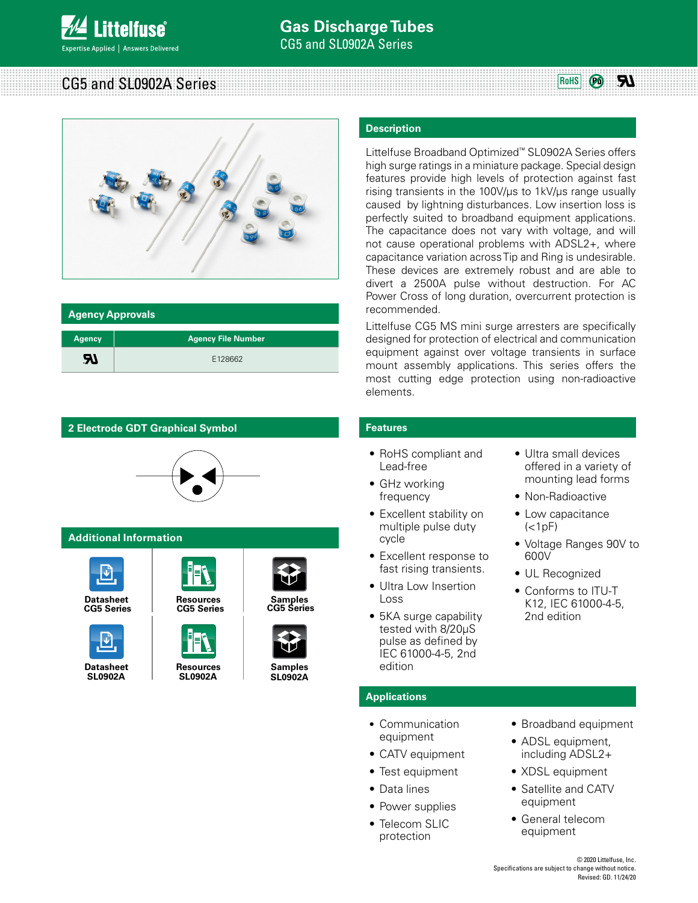# Gas Discharge Tubes

CG5 and SL0902A Series

## CG5 and SL0902A Series

## Agency Approvals

| Agency | Agency File Number |
| --- | --- |
| UL | E128662 |

## 2 Electrode GDT Graphical Symbol

## Additional Information

| Datasheet CG5 Series | Resources CG5 Series | Samples CG5 Series |
| --- | --- | --- |
| Datasheet SL0902A | Resources SL0902A | Samples SL0902A |

## Description

Littelfuse Broadband Optimized™ SL0902A Series offers high surge ratings in a miniature package. Special design features provide high levels of protection against fast rising transients in the 100V/μs to 1kV/μs range usually caused by lightning disturbances. Low insertion loss is perfectly suited to broadband equipment applications. The capacitance does not vary with voltage, and will not cause operational problems with ADSL2+, where capacitance variation across Tip and Ring is undesirable. These devices are extremely robust and are able to divert a 2500A pulse without destruction. For AC Power Cross of long duration, overcurrent protection is recommended.

Littelfuse CG5 MS mini surge arresters are specifically designed for protection of electrical and communication equipment against over voltage transients in surface mount assembly applications. This series offers the most cutting edge protection using non-radioactive elements.

## Features

- RoHS compliant and Lead-free
- GHz working frequency
- Excellent stability on multiple pulse duty cycle
- Excellent response to fast rising transients.
- Ultra Low Insertion Loss
- 5KA surge capability tested with 8/20μS pulse as defined by IEC 61000-4-5, 2nd edition
- Ultra small devices offered in a variety of mounting lead forms
- Non-Radioactive
- Low capacitance (<1pF)
- Voltage Ranges 90V to 600V
- UL Recognized
- Conforms to ITU-T K12, IEC 61000-4-5, 2nd edition

## Applications

- Communication equipment
- CATV equipment
- Test equipment
- Data lines
- Power supplies
- Telecom SLIC protection
- Broadband equipment
- ADSL equipment, including ADSL2+
- XDSL equipment
- Satellite and CATV equipment
- General telecom equipment

© 2020 Littelfuse, Inc.
Specifications are subject to change without notice.
Revised: GD. 11/24/20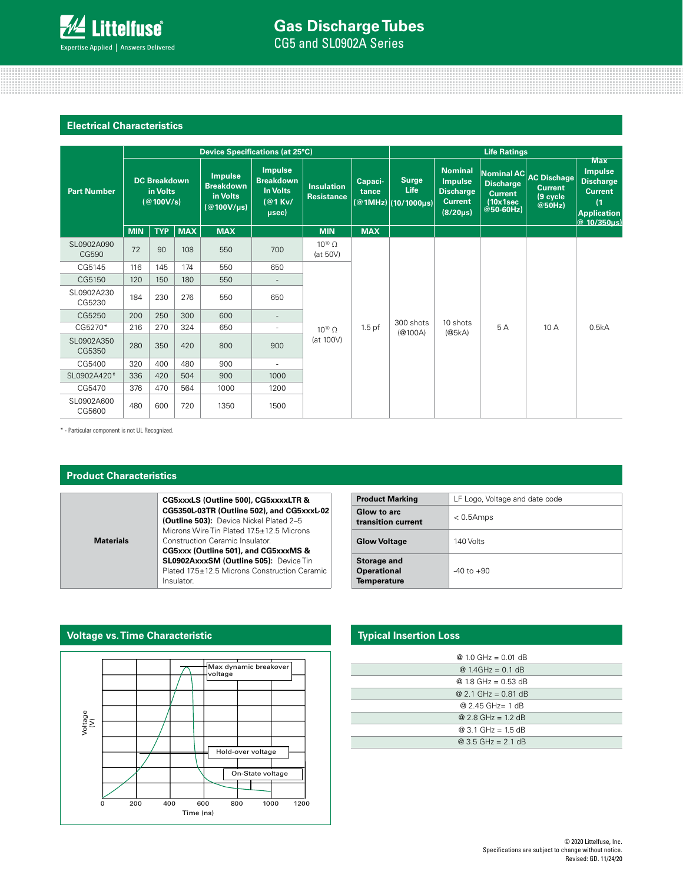## Electrical Characteristics

| Part Number | Device Specifications (at 25°C) | | | | | | | | Life Ratings | | | | |
|---|---|---|---|---|---|---|---|---|---|---|---|---|---|
| | DC Breakdown in Volts (@100V/s) | | | Impulse Breakdown in Volts (@100V/µs) | Impulse Breakdown In Volts (@1 Kv/ µsec) | Insulation Resistance | Capaci-tance (@1MHz) | | Surge Life (10/1000µs) | Nominal Impulse Discharge Current (8/20µs) | Nominal AC Discharge Current (10x1sec @50-60Hz) | AC Dischage Current (9 cycle @50Hz) | Max Impulse Discharge Current (1 Application @ 10/350µs) |
| | MIN | TYP | MAX | MAX | | MIN | MAX | | | | | | |
| SL0902A090 CG590 | 72 | 90 | 108 | 550 | 700 | $10^{10}$ Ω (at 50V) | 1.5 pf | | 300 shots (@100A) | 10 shots (@5kA) | 5 A | 10 A | 0.5kA |
| CG5145 | 116 | 145 | 174 | 550 | 650 | $10^{10}$ Ω (at 100V) | | | | | | | |
| CG5150 | 120 | 150 | 180 | 550 | - | | | | | | | | |
| SL0902A230 CG5230 | 184 | 230 | 276 | 550 | 650 | | | | | | | | |
| CG5250 | 200 | 250 | 300 | 600 | - | | | | | | | | |
| CG5270* | 216 | 270 | 324 | 650 | - | | | | | | | | |
| SL0902A350 CG5350 | 280 | 350 | 420 | 800 | 900 | | | | | | | | |
| CG5400 | 320 | 400 | 480 | 900 | - | | | | | | | | |
| SL0902A420* | 336 | 420 | 504 | 900 | 1000 | | | | | | | | |
| CG5470 | 376 | 470 | 564 | 1000 | 1200 | | | | | | | | |
| SL0902A600 CG5600 | 480 | 600 | 720 | 1350 | 1500 | | | | | | | | |

\* - Particular component is not UL Recognized.

## Product Characteristics

| Materials | **CG5xxxLS (Outline 500), CG5xxxxLTR & CG5350L-03TR (Outline 502), and CG5xxxL-02 (Outline 503):** Device Nickel Plated 2–5 Microns Wire Tin Plated 17.5±12.5 Microns Construction Ceramic Insulator. **CG5xxx (Outline 501), and CG5xxxMS & SL0902AxxxSM (Outline 505):** Device Tin Plated 17.5±12.5 Microns Construction Ceramic Insulator. |
|---|---|

| Product Marking | LF Logo, Voltage and date code |
|---|---|
| Glow to arc transition current | < 0.5Amps |
| Glow Voltage | 140 Volts |
| Storage and Operational Temperature | -40 to +90 |

## Voltage vs. Time Characteristic

Voltage (V)

Max dynamic breakover voltage

Hold-over voltage

On-State voltage

0 200 400 600 800 1000 1200

Time (ns)

## Typical Insertion Loss

| |
|---|
| @ 1.0 GHz = 0.01 dB |
| @ 1.4GHz = 0.1 dB |
| @ 1.8 GHz = 0.53 dB |
| @ 2.1 GHz = 0.81 dB |
| @ 2.45 GHz= 1 dB |
| @ 2.8 GHz = 1.2 dB |
| @ 3.1 GHz = 1.5 dB |
| @ 3.5 GHz = 2.1 dB |

© 2020 Littelfuse, Inc.
Specifications are subject to change without notice.
Revised: GD. 11/24/20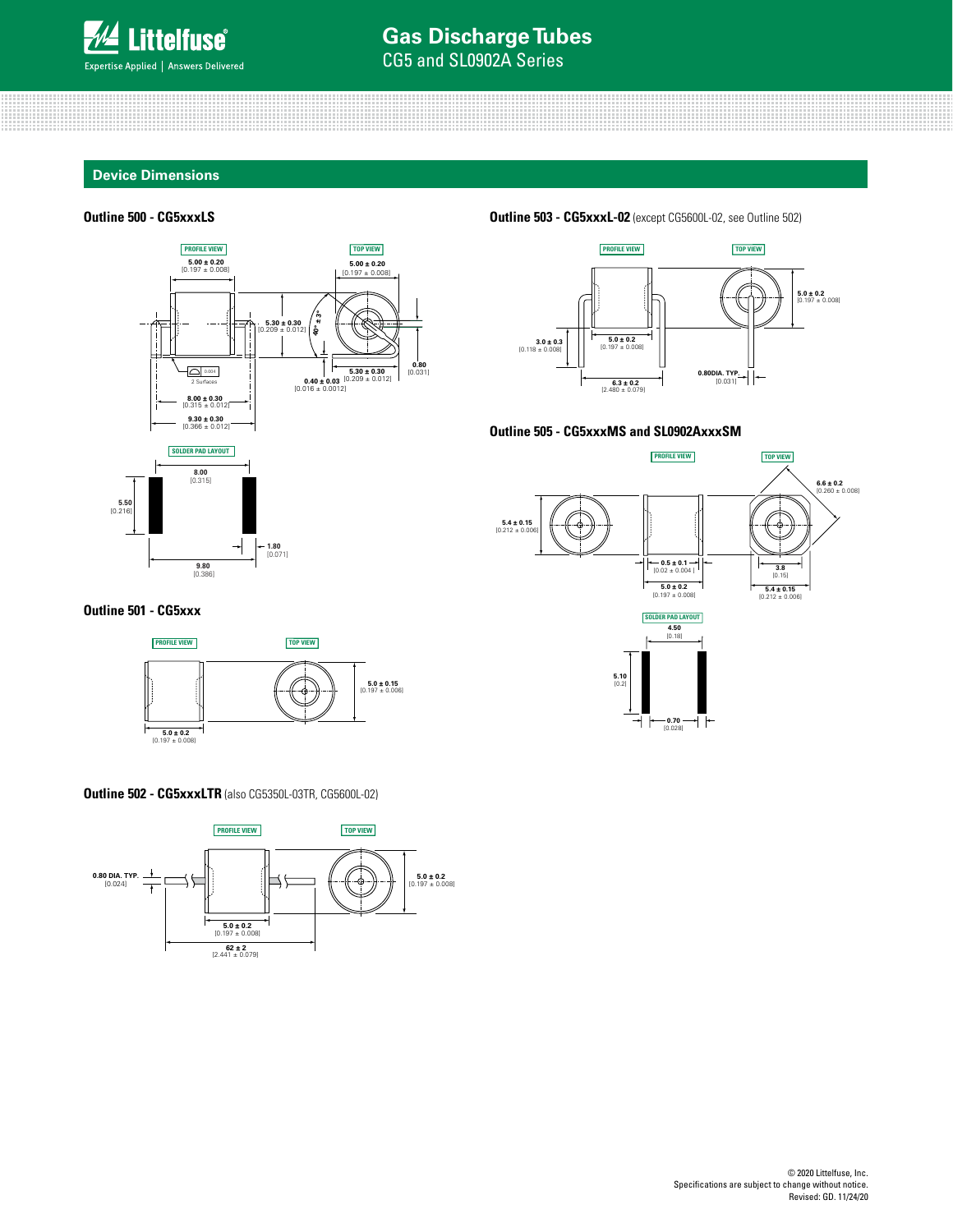## Device Dimensions

### Outline 500 - CG5xxxLS

PROFILE VIEW

5.00 ± 0.20
[0.197 ± 0.008]

5.30 ± 0.30
[0.209 ± 0.012]

2 Surfaces

8.00 ± 0.30
[0.315 ± 0.012]

9.30 ± 0.30
[0.366 ± 0.012]

TOP VIEW

5.00 ± 0.20
[0.197 ± 0.008]

40° ± 3°

0.80
[0.031]

5.30 ± 0.30
[0.209 ± 0.012]

0.40 ± 0.03
[0.016 ± 0.0012]

SOLDER PAD LAYOUT

8.00
[0.315]

5.50
[0.216]

1.80
[0.071]

9.80
[0.386]

### Outline 501 - CG5xxx

PROFILE VIEW

5.0 ± 0.2
[0.197 ± 0.008]

TOP VIEW

5.0 ± 0.15
[0.197 ± 0.006]

### Outline 502 - CG5xxxLTR (also CG5350L-03TR, CG5600L-02)

PROFILE VIEW

0.80 DIA. TYP.
[0.024]

5.0 ± 0.2
[0.197 ± 0.008]

62 ± 2
[2.441 ± 0.079]

TOP VIEW

5.0 ± 0.2
[0.197 ± 0.008]

### Outline 503 - CG5xxxL-02 (except CG5600L-02, see Outline 502)

PROFILE VIEW

3.0 ± 0.3
[0.118 ± 0.008]

5.0 ± 0.2
[0.197 ± 0.008]

6.3 ± 0.2
[2.480 ± 0.079]

TOP VIEW

5.0 ± 0.2
[0.197 ± 0.008]

0.80DIA. TYP.
[0.031]

### Outline 505 - CG5xxxMS and SL0902AxxxSM

PROFILE VIEW

5.4 ± 0.15
[0.212 ± 0.006]

0.5 ± 0.1
[0.02 ± 0.004]

5.0 ± 0.2
[0.197 ± 0.008]

TOP VIEW

6.6 ± 0.2
[0.260 ± 0.008]

3.8
[0.15]

5.4 ± 0.15
[0.212 ± 0.006]

SOLDER PAD LAYOUT

4.50
[0.18]

5.10
[0.2]

0.70
[0.028]

© 2020 Littelfuse, Inc.
Specifications are subject to change without notice.
Revised: GD. 11/24/20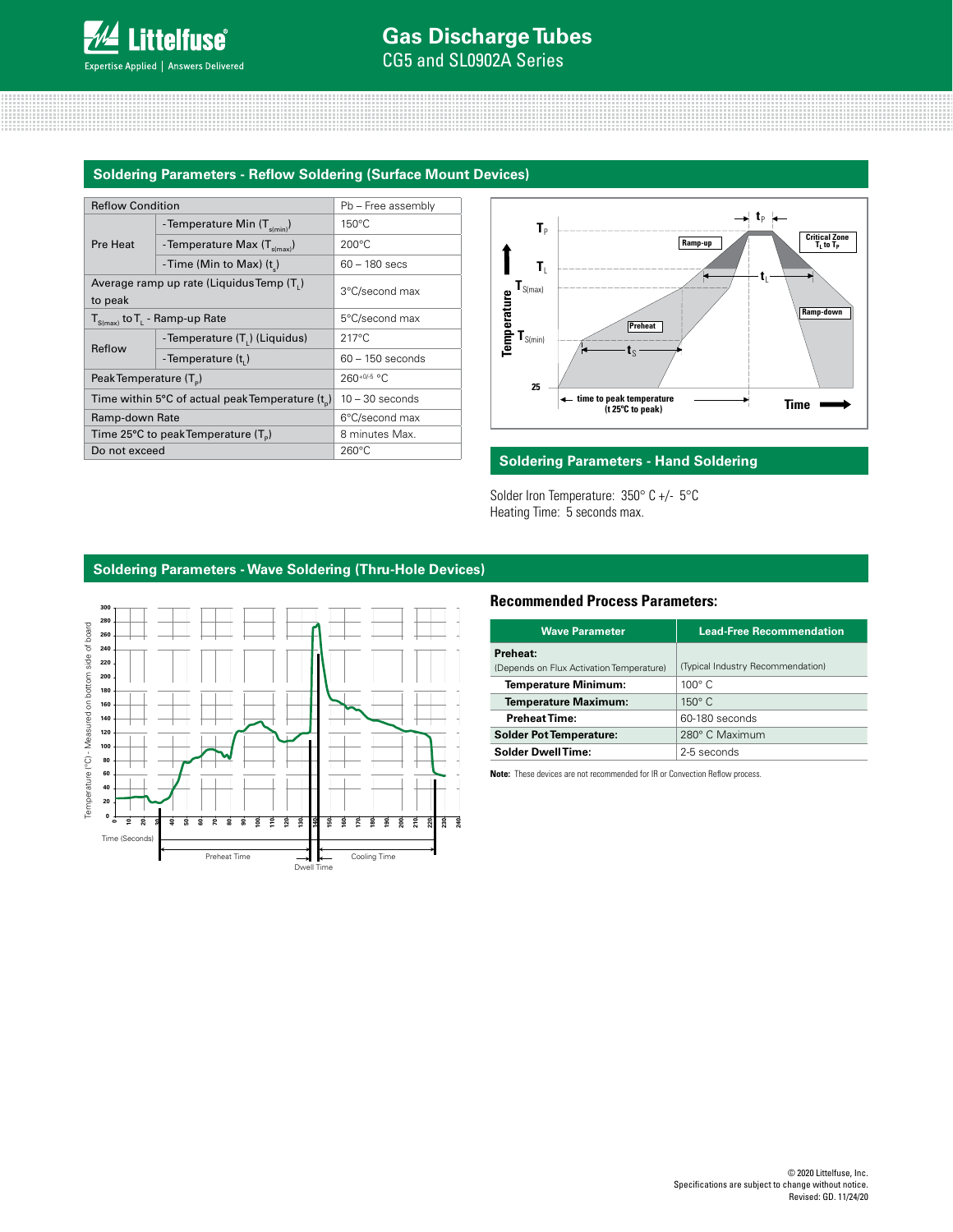## Soldering Parameters - Reflow Soldering (Surface Mount Devices)

| Reflow Condition | | Pb – Free assembly |
|---|---|---|
| Pre Heat | - Temperature Min ($T_{s(min)}$) | 150°C |
| | - Temperature Max ($T_{s(max)}$) | 200°C |
| | - Time (Min to Max) ($t_s$) | 60 – 180 secs |
| Average ramp up rate (Liquidus Temp ($T_L$) to peak | | 3°C/second max |
| $T_{S(max)}$ to $T_L$ - Ramp-up Rate | | 5°C/second max |
| Reflow | - Temperature ($T_L$) (Liquidus) | 217°C |
| | - Temperature ($t_L$) | 60 – 150 seconds |
| Peak Temperature ($T_P$) | | $260^{+0/-5}$ °C |
| Time within 5°C of actual peak Temperature ($t_p$) | | 10 – 30 seconds |
| Ramp-down Rate | | 6°C/second max |
| Time 25°C to peak Temperature ($T_P$) | | 8 minutes Max. |
| Do not exceed | | 260°C |

## Soldering Parameters - Hand Soldering

Solder Iron Temperature: 350° C +/- 5°C
Heating Time: 5 seconds max.

## Soldering Parameters - Wave Soldering (Thru-Hole Devices)

### Recommended Process Parameters:

| Wave Parameter | Lead-Free Recommendation |
|---|---|
| **Preheat:** (Depends on Flux Activation Temperature) | (Typical Industry Recommendation) |
| **Temperature Minimum:** | 100° C |
| **Temperature Maximum:** | 150° C |
| **Preheat Time:** | 60-180 seconds |
| **Solder Pot Temperature:** | 280° C Maximum |
| **Solder Dwell Time:** | 2-5 seconds |

**Note:** These devices are not recommended for IR or Convection Reflow process.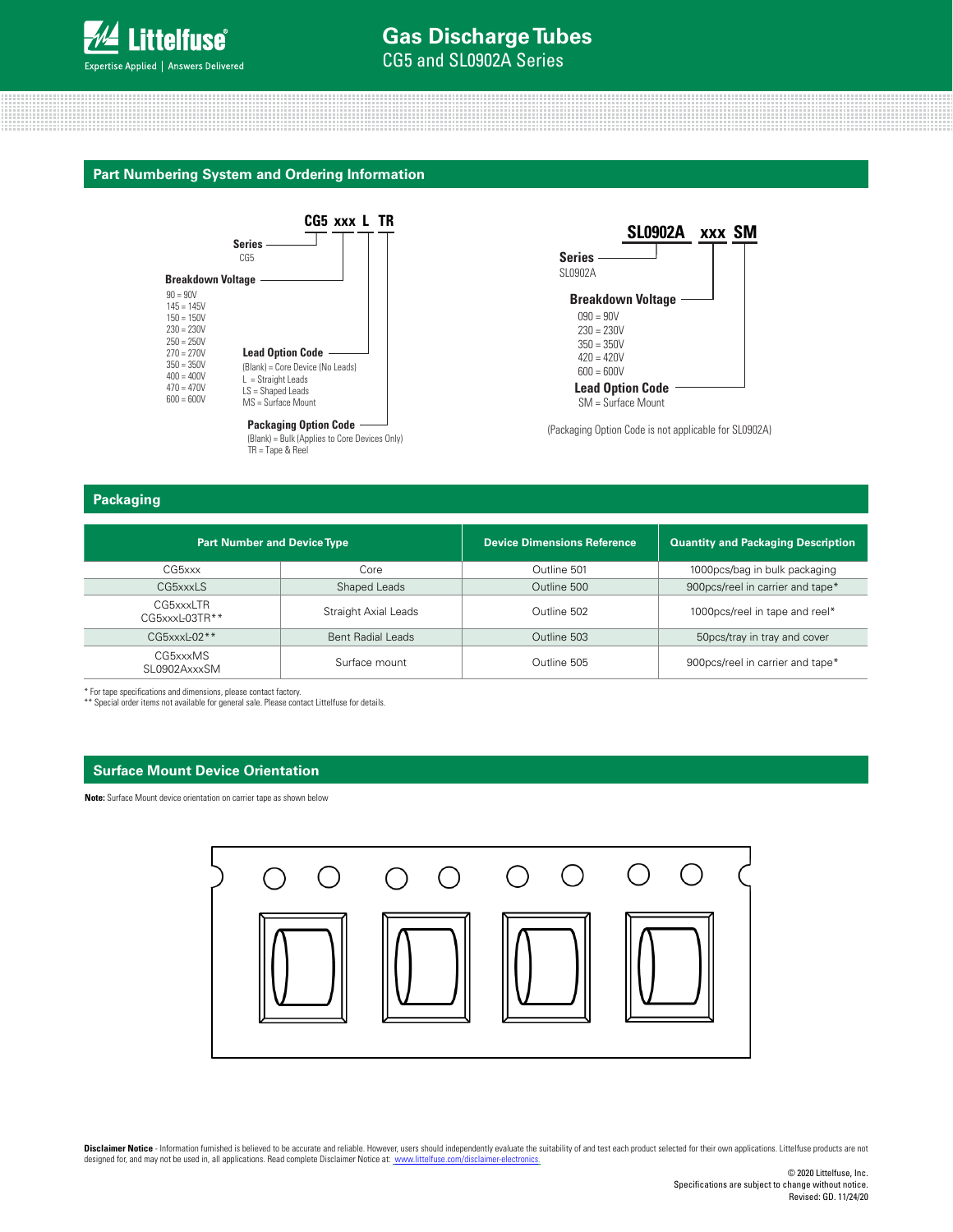## Part Numbering System and Ordering Information

**CG5 xxx L TR**

**Series**
CG5

**Breakdown Voltage**
90 = 90V
145 = 145V
150 = 150V
230 = 230V
250 = 250V
270 = 270V
350 = 350V
400 = 400V
470 = 470V
600 = 600V

**Lead Option Code**
(Blank) = Core Device (No Leads)
L = Straight Leads
LS = Shaped Leads
MS = Surface Mount

**Packaging Option Code**
(Blank) = Bulk (Applies to Core Devices Only)
TR = Tape & Reel

**SL0902A xxx SM**

**Series**
SL0902A

**Breakdown Voltage**
090 = 90V
230 = 230V
350 = 350V
420 = 420V
600 = 600V

**Lead Option Code**
SM = Surface Mount

(Packaging Option Code is not applicable for SL0902A)

## Packaging

| Part Number and Device Type | | Device Dimensions Reference | Quantity and Packaging Description |
|---|---|---|---|
| CG5xxx | Core | Outline 501 | 1000pcs/bag in bulk packaging |
| CG5xxxLS | Shaped Leads | Outline 500 | 900pcs/reel in carrier and tape* |
| CG5xxxLTR<br>CG5xxxL-03TR** | Straight Axial Leads | Outline 502 | 1000pcs/reel in tape and reel* |
| CG5xxxL-02** | Bent Radial Leads | Outline 503 | 50pcs/tray in tray and cover |
| CG5xxxMS<br>SL0902AxxxSM | Surface mount | Outline 505 | 900pcs/reel in carrier and tape* |

* For tape specifications and dimensions, please contact factory.
** Special order items not available for general sale. Please contact Littelfuse for details.

## Surface Mount Device Orientation

**Note:** Surface Mount device orientation on carrier tape as shown below

**Disclaimer Notice** - Information furnished is believed to be accurate and reliable. However, users should independently evaluate the suitability of and test each product selected for their own applications. Littelfuse products are not designed for, and may not be used in, all applications. Read complete Disclaimer Notice at: www.littelfuse.com/disclaimer-electronics.

© 2020 Littelfuse, Inc.
Specifications are subject to change without notice.
Revised: GD. 11/24/20